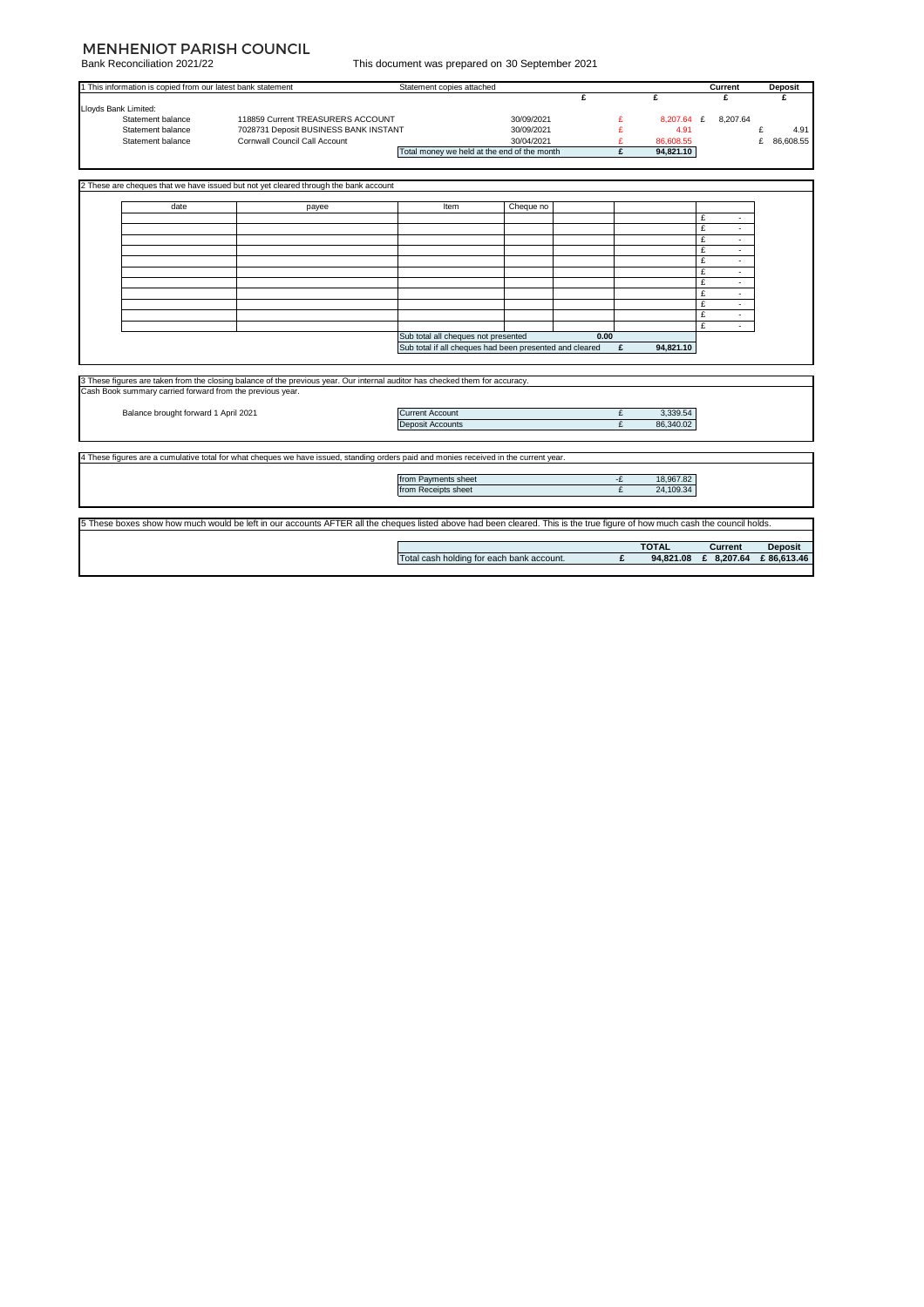# MENHENIOT PARISH COUNCIL

Bank Reconciliation 2021/22

This document was prepared on 30 September 2021

1 This information is copied from our latest bank statement

Statement copies attached

| | | | £ | £ | Current £ | Deposit £ |
|---|---|---|---|---|---|---|
| Lloyds Bank Limited: | | | | | | |
| Statement balance | 118859 Current TREASURERS ACCOUNT | 30/09/2021 | £ | 8,207.64 | £ 8,207.64 | |
| Statement balance | 7028731 Deposit BUSINESS BANK INSTANT | 30/09/2021 | £ | 4.91 | | £ 4.91 |
| Statement balance | Cornwall Council Call Account | 30/04/2021 | £ | 86,608.55 | | £ 86,608.55 |
| | Total money we held at the end of the month | | £ | 94,821.10 | | |

2 These are cheques that we have issued but not yet cleared through the bank account

| date | payee | Item | Cheque no | | | |
|---|---|---|---|---|---|---|
| | | | | | | £ - |
| | | | | | | £ - |
| | | | | | | £ - |
| | | | | | | £ - |
| | | | | | | £ - |
| | | | | | | £ - |
| | | | | | | £ - |
| | | | | | | £ - |
| | | | | | | £ - |
| | | | | | | £ - |
| | | Sub total all cheques not presented | | 0.00 | | |
| | | Sub total if all cheques had been presented and cleared | | £ | 94,821.10 | |

3 These figures are taken from the closing balance of the previous year. Our internal auditor has checked them for accuracy.
Cash Book summary carried forward from the previous year.

| Balance brought forward 1 April 2021 | | | |
|---|---|---|---|
| | Current Account | £ | 3,339.54 |
| | Deposit Accounts | £ | 86,340.02 |

4 These figures are a cumulative total for what cheques we have issued, standing orders paid and monies received in the current year.

| | | |
|---|---|---|
| from Payments sheet | -£ | 18,967.82 |
| from Receipts sheet | £ | 24,109.34 |

5 These boxes show how much would be left in our accounts AFTER all the cheques listed above had been cleared. This is the true figure of how much cash the council holds.

| | | TOTAL | Current | Deposit |
|---|---|---|---|---|
| Total cash holding for each bank account. | £ | 94,821.08 | £ 8,207.64 | £ 86,613.46 |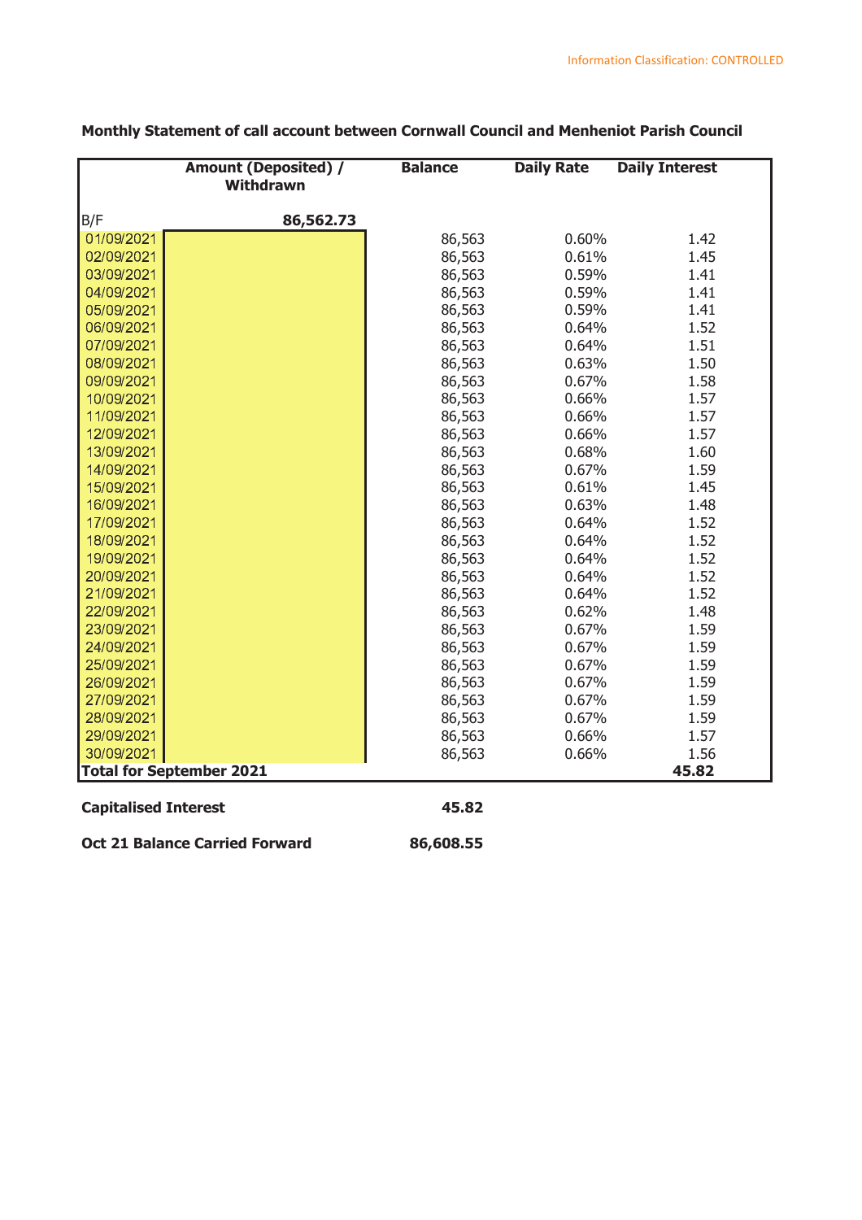Information Classification: CONTROLLED

**Monthly Statement of call account between Cornwall Council and Menheniot Parish Council**

| | Amount (Deposited) / Withdrawn | Balance | Daily Rate | Daily Interest |
|---|---|---|---|---|
| B/F | 86,562.73 | | | |
| 01/09/2021 | | 86,563 | 0.60% | 1.42 |
| 02/09/2021 | | 86,563 | 0.61% | 1.45 |
| 03/09/2021 | | 86,563 | 0.59% | 1.41 |
| 04/09/2021 | | 86,563 | 0.59% | 1.41 |
| 05/09/2021 | | 86,563 | 0.59% | 1.41 |
| 06/09/2021 | | 86,563 | 0.64% | 1.52 |
| 07/09/2021 | | 86,563 | 0.64% | 1.51 |
| 08/09/2021 | | 86,563 | 0.63% | 1.50 |
| 09/09/2021 | | 86,563 | 0.67% | 1.58 |
| 10/09/2021 | | 86,563 | 0.66% | 1.57 |
| 11/09/2021 | | 86,563 | 0.66% | 1.57 |
| 12/09/2021 | | 86,563 | 0.66% | 1.57 |
| 13/09/2021 | | 86,563 | 0.68% | 1.60 |
| 14/09/2021 | | 86,563 | 0.67% | 1.59 |
| 15/09/2021 | | 86,563 | 0.61% | 1.45 |
| 16/09/2021 | | 86,563 | 0.63% | 1.48 |
| 17/09/2021 | | 86,563 | 0.64% | 1.52 |
| 18/09/2021 | | 86,563 | 0.64% | 1.52 |
| 19/09/2021 | | 86,563 | 0.64% | 1.52 |
| 20/09/2021 | | 86,563 | 0.64% | 1.52 |
| 21/09/2021 | | 86,563 | 0.64% | 1.52 |
| 22/09/2021 | | 86,563 | 0.62% | 1.48 |
| 23/09/2021 | | 86,563 | 0.67% | 1.59 |
| 24/09/2021 | | 86,563 | 0.67% | 1.59 |
| 25/09/2021 | | 86,563 | 0.67% | 1.59 |
| 26/09/2021 | | 86,563 | 0.67% | 1.59 |
| 27/09/2021 | | 86,563 | 0.67% | 1.59 |
| 28/09/2021 | | 86,563 | 0.67% | 1.59 |
| 29/09/2021 | | 86,563 | 0.66% | 1.57 |
| 30/09/2021 | | 86,563 | 0.66% | 1.56 |
| **Total for September 2021** | | | | **45.82** |

**Capitalised Interest** **45.82**

**Oct 21 Balance Carried Forward** **86,608.55**